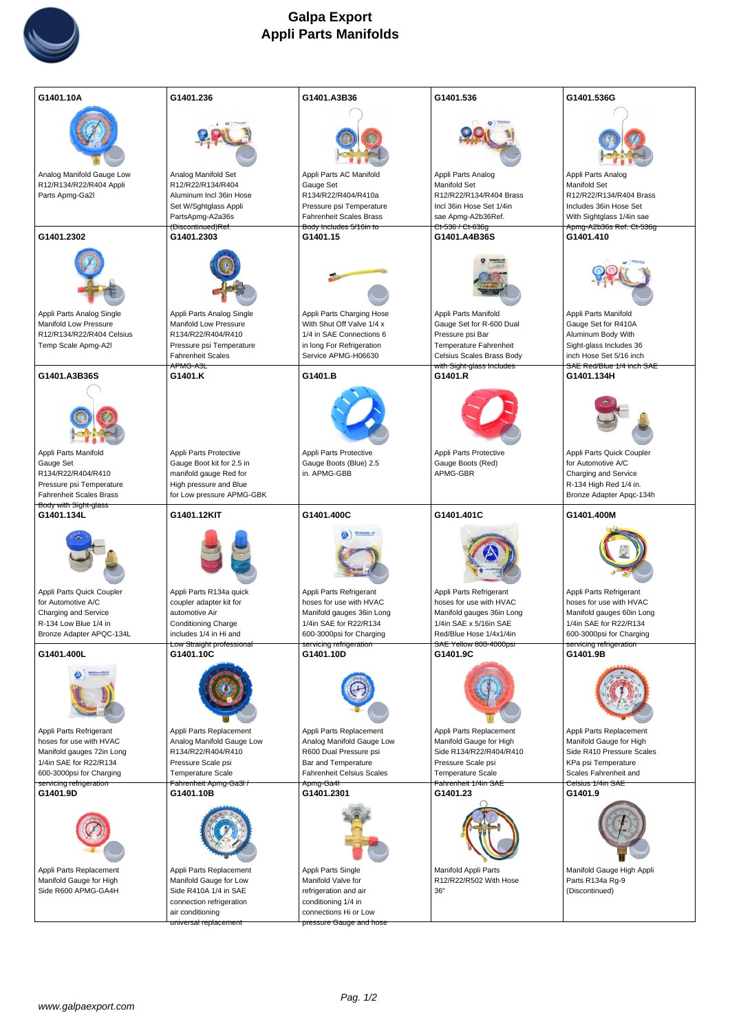# Galpa Export
## Appli Parts Manifolds

| G1401.10A | G1401.236 | G1401.A3B36 | G1401.536 | G1401.536G |
|---|---|---|---|---|
| Analog Manifold Gauge Low R12/R134/R22/R404 Appli Parts Apmg-Ga2l | Analog Manifold Set R12/R22/R134/R404 Aluminum Incl 36in Hose Set W/Sghtglass Appli PartsApmg-A2a36s (Discontinued)Ref. | Appli Parts AC Manifold Gauge Set R134/R22/R404/R410a Pressure psi Temperature Fahrenheit Scales Brass Body Includes 5/16in to | Appli Parts Analog Manifold Set R12/R22/R134/R404 Brass Incl 36in Hose Set 1/4in sae Apmg-A2b36Ref. Ct-536 / Ct-636g | Appli Parts Analog Manifold Set R12/R22/R134/R404 Brass Includes 36in Hose Set With Sightglass 1/4in sae Apmg-A2b36s Ref. Ct-536g |
| **G1401.2302** | **G1401.2303** | **G1401.15** | **G1401.A4B36S** | **G1401.410** |
| Appli Parts Analog Single Manifold Low Pressure R12/R134/R22/R404 Celsius Temp Scale Apmg-A2l | Appli Parts Analog Single Manifold Low Pressure R134/R22/R404/R410 Pressure psi Temperature Fahrenheit Scales APMG-A3L | Appli Parts Charging Hose With Shut Off Valve 1/4 x 1/4 in SAE Connections 6 in long For Refrigeration Service APMG-H06630 | Appli Parts Manifold Gauge Set for R-600 Dual Pressure psi Bar Temperature Fahrenheit Celsius Scales Brass Body with Sight-glass Includes | Appli Parts Manifold Gauge Set for R410A Aluminum Body With Sight-glass Includes 36 inch Hose Set 5/16 inch SAE Red/Blue 1/4 inch SAE |
| **G1401.A3B36S** | **G1401.K** | **G1401.B** | **G1401.R** | **G1401.134H** |
| Appli Parts Manifold Gauge Set R134/R22/R404/R410 Pressure psi Temperature Fahrenheit Scales Brass Body with Sight-glass | Appli Parts Protective Gauge Boot kit for 2.5 in manifold gauge Red for High pressure and Blue for Low pressure APMG-GBK | Appli Parts Protective Gauge Boots (Blue) 2.5 in. APMG-GBB | Appli Parts Protective Gauge Boots (Red) APMG-GBR | Appli Parts Quick Coupler for Automotive A/C Charging and Service R-134 High Red 1/4 in. Bronze Adapter Apqc-134h |
| **G1401.134L** | **G1401.12KIT** | **G1401.400C** | **G1401.401C** | **G1401.400M** |
| Appli Parts Quick Coupler for Automotive A/C Charging and Service R-134 Low Blue 1/4 in Bronze Adapter APQC-134L | Appli Parts R134a quick coupler adapter kit for automotive Air Conditioning Charge includes 1/4 in Hi and Low Straight professional | Appli Parts Refrigerant hoses for use with HVAC Manifold gauges 36in Long 1/4in SAE for R22/R134 600-3000psi for Charging servicing refrigeration | Appli Parts Refrigerant hoses for use with HVAC Manifold gauges 36in Long 1/4in SAE x 5/16in SAE Red/Blue Hose 1/4x1/4in SAE Yellow 800-4000psi | Appli Parts Refrigerant hoses for use with HVAC Manifold gauges 60in Long 1/4in SAE for R22/R134 600-3000psi for Charging servicing refrigeration |
| **G1401.400L** | **G1401.10C** | **G1401.10D** | **G1401.9C** | **G1401.9B** |
| Appli Parts Refrigerant hoses for use with HVAC Manifold gauges 72in Long 1/4in SAE for R22/R134 600-3000psi for Charging servicing refrigeration | Appli Parts Replacement Analog Manifold Gauge Low R134/R22/R404/R410 Pressure Scale psi Temperature Scale Fahrenheit Apmg-Ga3l / | Appli Parts Replacement Analog Manifold Gauge Low R600 Dual Pressure psi Bar and Temperature Fahrenheit Celsius Scales Apmg-Ga4l | Appli Parts Replacement Manifold Gauge for High Side R134/R22/R404/R410 Pressure Scale psi Temperature Scale Fahrenheit 1/4in SAE | Appli Parts Replacement Manifold Gauge for High Side R410 Pressure Scales KPa psi Temperature Scales Fahrenheit and Celsius 1/4in SAE |
| **G1401.9D** | **G1401.10B** | **G1401.2301** | **G1401.23** | **G1401.9** |
| Appli Parts Replacement Manifold Gauge for High Side R600 APMG-GA4H | Appli Parts Replacement Manifold Gauge for Low Side R410A 1/4 in SAE connection refrigeration air conditioning universal replacement | Appli Parts Single Manifold Valve for refrigeration and air conditioning 1/4 in connections Hi or Low pressure Gauge and hose | Manifold Appli Parts R12/R22/R502 With Hose 36" | Manifold Gauge High Appli Parts R134a Rg-9 (Discontinued) |

www.galpaexport.com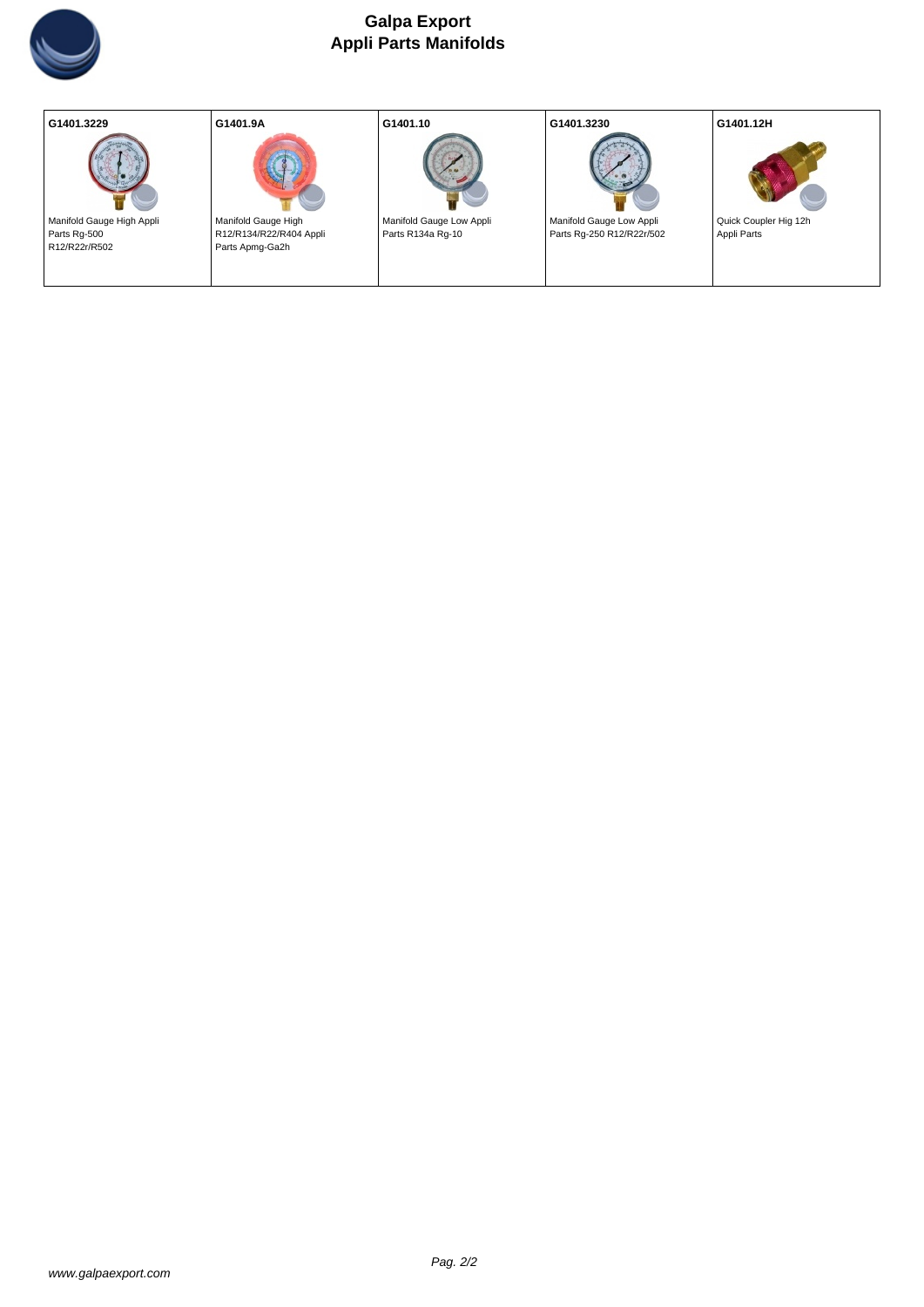# Galpa Export
## Appli Parts Manifolds

| G1401.3229 | G1401.9A | G1401.10 | G1401.3230 | G1401.12H |
|---|---|---|---|---|
| Manifold Gauge High Appli Parts Rg-500 R12/R22r/R502 | Manifold Gauge High R12/R134/R22/R404 Appli Parts Apmg-Ga2h | Manifold Gauge Low Appli Parts R134a Rg-10 | Manifold Gauge Low Appli Parts Rg-250 R12/R22r/502 | Quick Coupler Hig 12h Appli Parts |

www.galpaexport.com